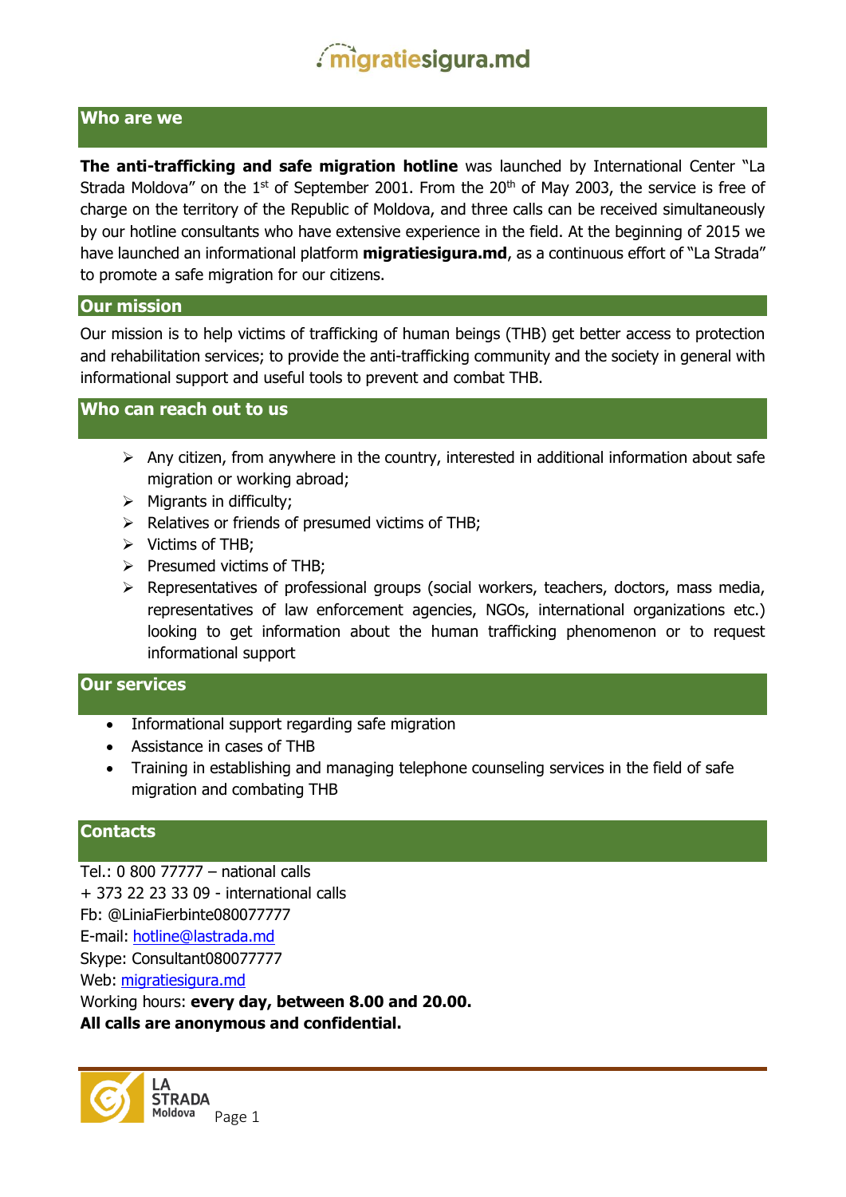## Who are we

**The anti-trafficking and safe migration hotline** was launched by International Center "La Strada Moldova" on the 1st of September 2001. From the 20th of May 2003, the service is free of charge on the territory of the Republic of Moldova, and three calls can be received simultaneously by our hotline consultants who have extensive experience in the field. At the beginning of 2015 we have launched an informational platform **migratiesigura.md**, as a continuous effort of "La Strada" to promote a safe migration for our citizens.

## Our mission

Our mission is to help victims of trafficking of human beings (THB) get better access to protection and rehabilitation services; to provide the anti-trafficking community and the society in general with informational support and useful tools to prevent and combat THB.

## Who can reach out to us

- Any citizen, from anywhere in the country, interested in additional information about safe migration or working abroad;
- Migrants in difficulty;
- Relatives or friends of presumed victims of THB;
- Victims of THB;
- Presumed victims of THB;
- Representatives of professional groups (social workers, teachers, doctors, mass media, representatives of law enforcement agencies, NGOs, international organizations etc.) looking to get information about the human trafficking phenomenon or to request informational support

## Our services

- Informational support regarding safe migration
- Assistance in cases of THB
- Training in establishing and managing telephone counseling services in the field of safe migration and combating THB

## Contacts

Tel.: 0 800 77777 – national calls
+ 373 22 23 33 09 - international calls
Fb: @LiniaFierbinte080077777
E-mail: hotline@lastrada.md
Skype: Consultant080077777
Web: migratiesigura.md
Working hours: **every day, between 8.00 and 20.00.**
**All calls are anonymous and confidential.**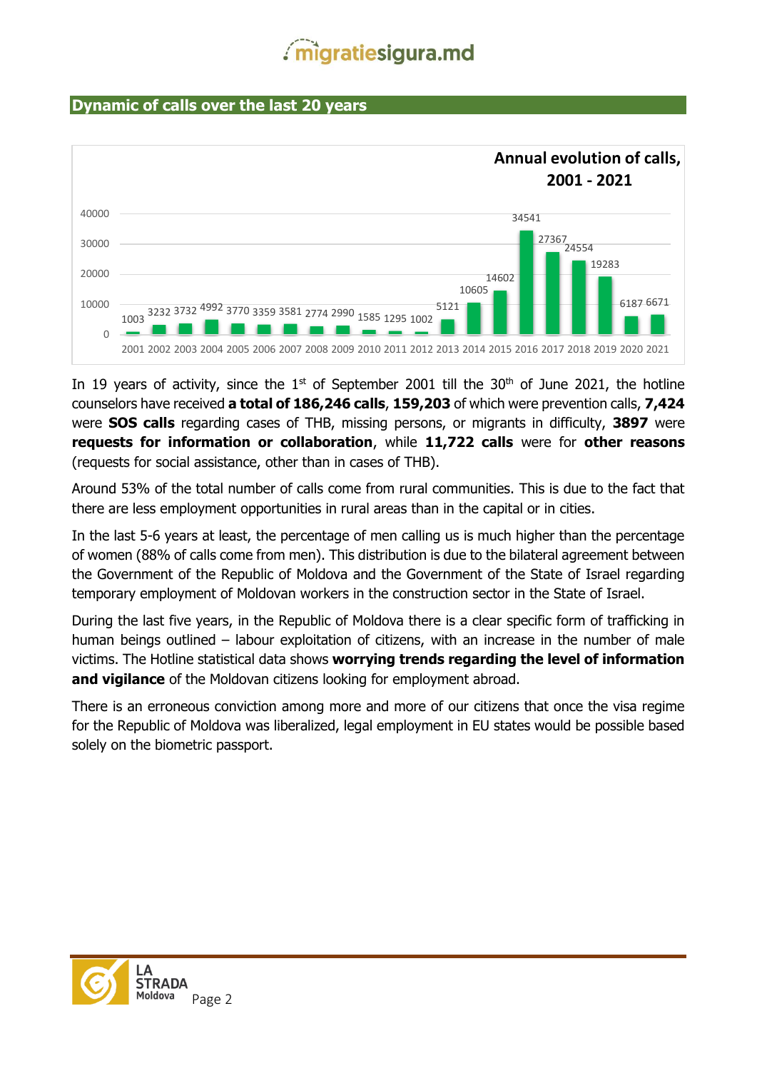## Dynamic of calls over the last 20 years

**Annual evolution of calls, 2001 - 2021**

| Year | Calls |
|---|---|
| 2001 | 1003 |
| 2002 | 3232 |
| 2003 | 3732 |
| 2004 | 4992 |
| 2005 | 3770 |
| 2006 | 3359 |
| 2007 | 3581 |
| 2008 | 2774 |
| 2009 | 2990 |
| 2010 | 1585 |
| 2011 | 1295 |
| 2012 | 1002 |
| 2013 | 5121 |
| 2014 | 10605 |
| 2015 | 14602 |
| 2016 | 34541 |
| 2017 | 27367 |
| 2018 | 24554 |
| 2019 | 19283 |
| 2020 | 6187 |
| 2021 | 6671 |

In 19 years of activity, since the 1st of September 2001 till the 30th of June 2021, the hotline counselors have received **a total of 186,246 calls**, **159,203** of which were prevention calls, **7,424** were **SOS calls** regarding cases of THB, missing persons, or migrants in difficulty, **3897** were **requests for information or collaboration**, while **11,722 calls** were for **other reasons** (requests for social assistance, other than in cases of THB).

Around 53% of the total number of calls come from rural communities. This is due to the fact that there are less employment opportunities in rural areas than in the capital or in cities.

In the last 5-6 years at least, the percentage of men calling us is much higher than the percentage of women (88% of calls come from men). This distribution is due to the bilateral agreement between the Government of the Republic of Moldova and the Government of the State of Israel regarding temporary employment of Moldovan workers in the construction sector in the State of Israel.

During the last five years, in the Republic of Moldova there is a clear specific form of trafficking in human beings outlined – labour exploitation of citizens, with an increase in the number of male victims. The Hotline statistical data shows **worrying trends regarding the level of information and vigilance** of the Moldovan citizens looking for employment abroad.

There is an erroneous conviction among more and more of our citizens that once the visa regime for the Republic of Moldova was liberalized, legal employment in EU states would be possible based solely on the biometric passport.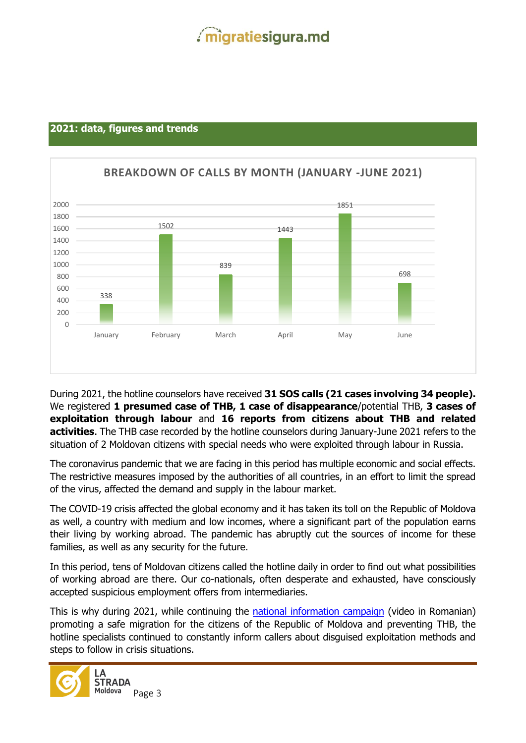## 2021: data, figures and trends

**BREAKDOWN OF CALLS BY MONTH (JANUARY -JUNE 2021)**

| Month | Calls |
| --- | --- |
| January | 338 |
| February | 1502 |
| March | 839 |
| April | 1443 |
| May | 1851 |
| June | 698 |

During 2021, the hotline counselors have received **31 SOS calls (21 cases involving 34 people).** We registered **1 presumed case of THB, 1 case of disappearance**/potential THB, **3 cases of exploitation through labour** and **16 reports from citizens about THB and related activities**. The THB case recorded by the hotline counselors during January-June 2021 refers to the situation of 2 Moldovan citizens with special needs who were exploited through labour in Russia.

The coronavirus pandemic that we are facing in this period has multiple economic and social effects. The restrictive measures imposed by the authorities of all countries, in an effort to limit the spread of the virus, affected the demand and supply in the labour market.

The COVID-19 crisis affected the global economy and it has taken its toll on the Republic of Moldova as well, a country with medium and low incomes, where a significant part of the population earns their living by working abroad. The pandemic has abruptly cut the sources of income for these families, as well as any security for the future.

In this period, tens of Moldovan citizens called the hotline daily in order to find out what possibilities of working abroad are there. Our co-nationals, often desperate and exhausted, have consciously accepted suspicious employment offers from intermediaries.

This is why during 2021, while continuing the national information campaign (video in Romanian) promoting a safe migration for the citizens of the Republic of Moldova and preventing THB, the hotline specialists continued to constantly inform callers about disguised exploitation methods and steps to follow in crisis situations.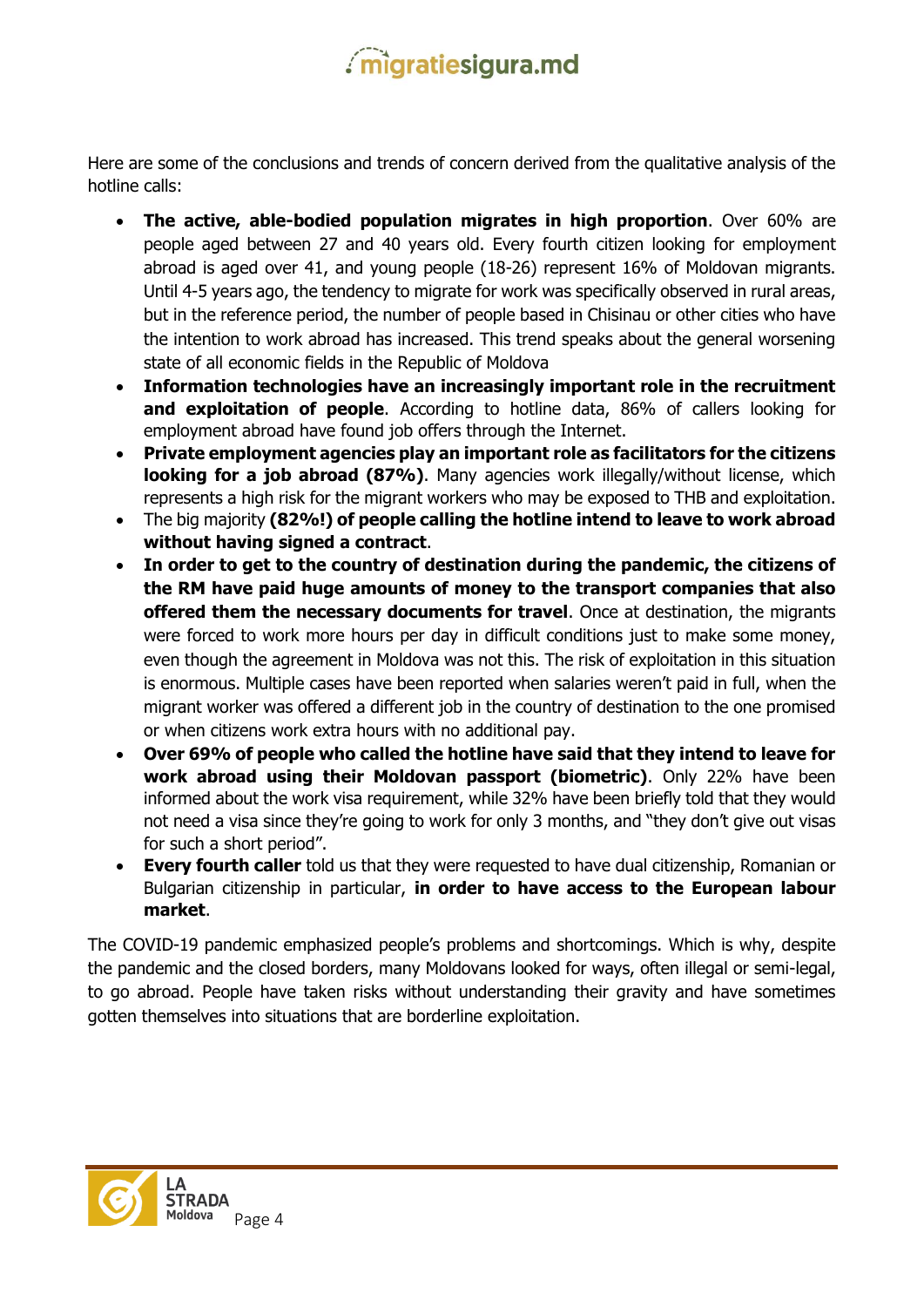Here are some of the conclusions and trends of concern derived from the qualitative analysis of the hotline calls:

- **The active, able-bodied population migrates in high proportion**. Over 60% are people aged between 27 and 40 years old. Every fourth citizen looking for employment abroad is aged over 41, and young people (18-26) represent 16% of Moldovan migrants. Until 4-5 years ago, the tendency to migrate for work was specifically observed in rural areas, but in the reference period, the number of people based in Chisinau or other cities who have the intention to work abroad has increased. This trend speaks about the general worsening state of all economic fields in the Republic of Moldova
- **Information technologies have an increasingly important role in the recruitment and exploitation of people**. According to hotline data, 86% of callers looking for employment abroad have found job offers through the Internet.
- **Private employment agencies play an important role as facilitators for the citizens looking for a job abroad (87%)**. Many agencies work illegally/without license, which represents a high risk for the migrant workers who may be exposed to THB and exploitation.
- The big majority **(82%!) of people calling the hotline intend to leave to work abroad without having signed a contract**.
- **In order to get to the country of destination during the pandemic, the citizens of the RM have paid huge amounts of money to the transport companies that also offered them the necessary documents for travel**. Once at destination, the migrants were forced to work more hours per day in difficult conditions just to make some money, even though the agreement in Moldova was not this. The risk of exploitation in this situation is enormous. Multiple cases have been reported when salaries weren't paid in full, when the migrant worker was offered a different job in the country of destination to the one promised or when citizens work extra hours with no additional pay.
- **Over 69% of people who called the hotline have said that they intend to leave for work abroad using their Moldovan passport (biometric)**. Only 22% have been informed about the work visa requirement, while 32% have been briefly told that they would not need a visa since they're going to work for only 3 months, and "they don't give out visas for such a short period".
- **Every fourth caller** told us that they were requested to have dual citizenship, Romanian or Bulgarian citizenship in particular, **in order to have access to the European labour market**.

The COVID-19 pandemic emphasized people's problems and shortcomings. Which is why, despite the pandemic and the closed borders, many Moldovans looked for ways, often illegal or semi-legal, to go abroad. People have taken risks without understanding their gravity and have sometimes gotten themselves into situations that are borderline exploitation.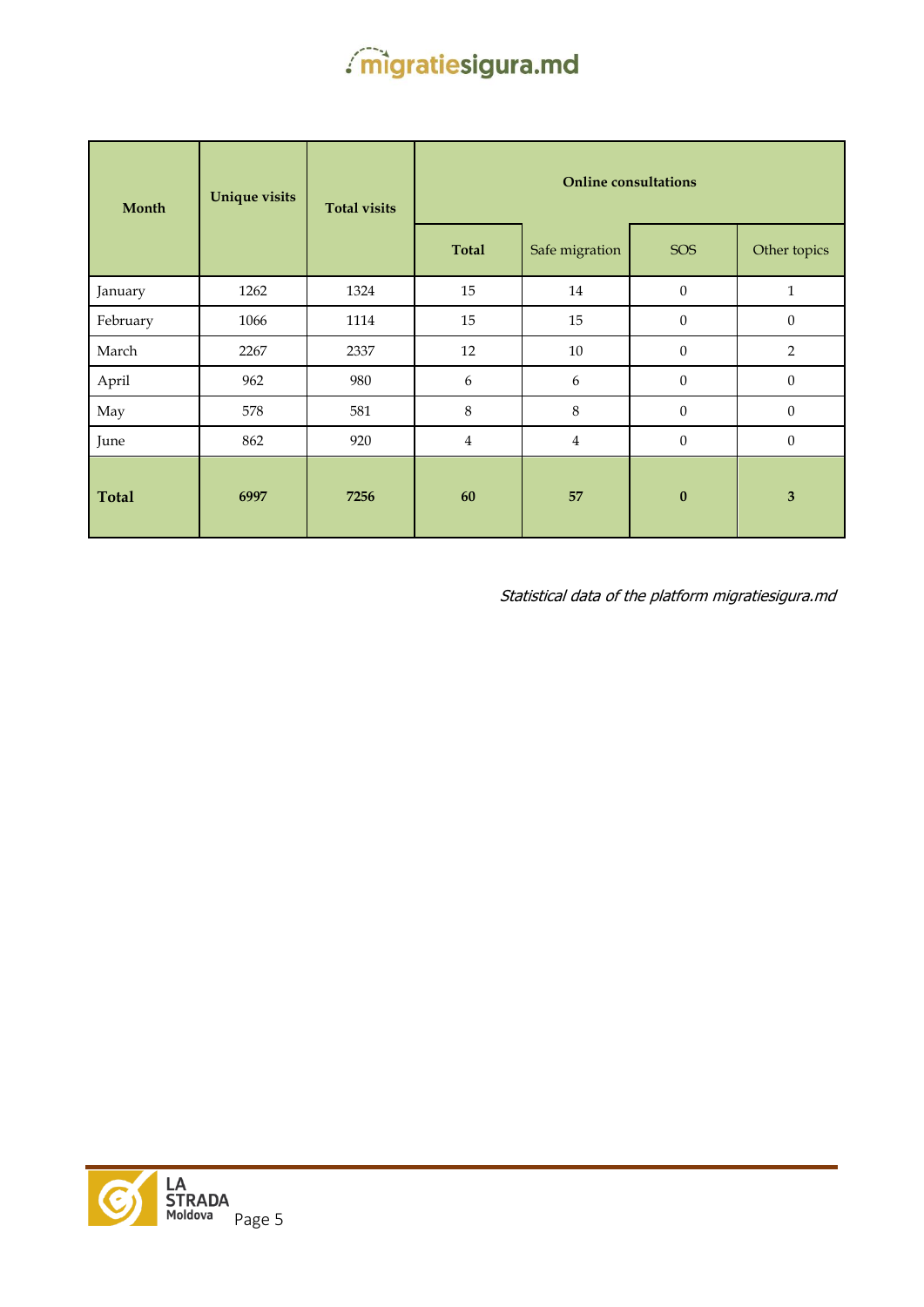| Month | Unique visits | Total visits | Online consultations | | | |
|---|---|---|---|---|---|---|
| | | | **Total** | Safe migration | SOS | Other topics |
| January | 1262 | 1324 | 15 | 14 | 0 | 1 |
| February | 1066 | 1114 | 15 | 15 | 0 | 0 |
| March | 2267 | 2337 | 12 | 10 | 0 | 2 |
| April | 962 | 980 | 6 | 6 | 0 | 0 |
| May | 578 | 581 | 8 | 8 | 0 | 0 |
| June | 862 | 920 | 4 | 4 | 0 | 0 |
| **Total** | **6997** | **7256** | **60** | **57** | **0** | **3** |

*Statistical data of the platform migratiesigura.md*